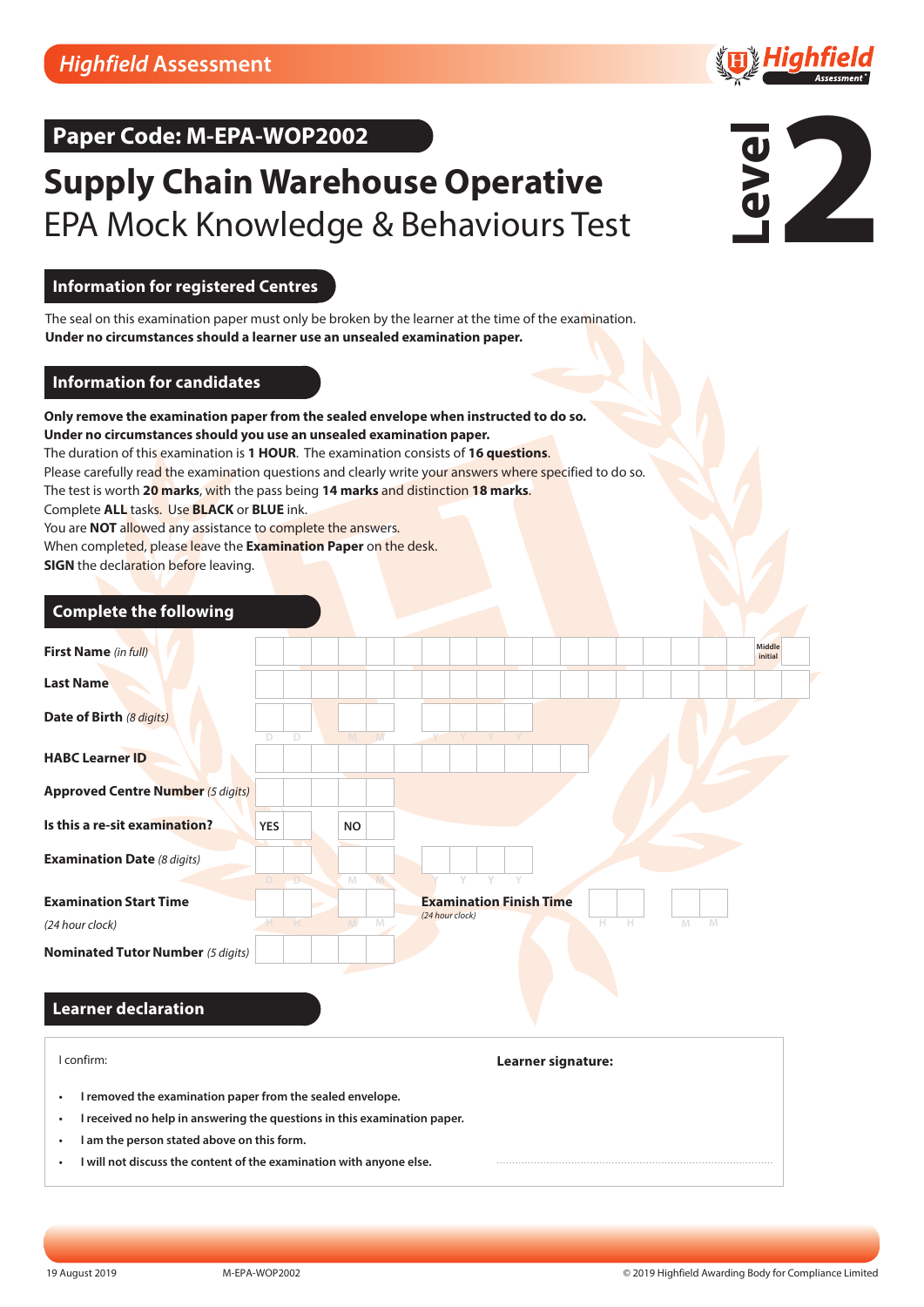Highfield Assessment

## Paper Code: M-EPA-WOP2002

# Supply Chain Warehouse Operative

EPA Mock Knowledge & Behaviours Test

Level 2

## Information for registered Centres

The seal on this examination paper must only be broken by the learner at the time of the examination.
**Under no circumstances should a learner use an unsealed examination paper.**

## Information for candidates

**Only remove the examination paper from the sealed envelope when instructed to do so.**
**Under no circumstances should you use an unsealed examination paper.**
The duration of this examination is **1 HOUR**. The examination consists of **16 questions**.
Please carefully read the examination questions and clearly write your answers where specified to do so.
The test is worth **20 marks**, with the pass being **14 marks** and distinction **18 marks**.
Complete **ALL** tasks. Use **BLACK** or **BLUE** ink.
You are **NOT** allowed any assistance to complete the answers.
When completed, please leave the **Examination Paper** on the desk.
**SIGN** the declaration before leaving.

## Complete the following

| | |
|---|---|
| **First Name** *(in full)* | Middle initial |
| **Last Name** | |
| **Date of Birth** *(8 digits)* | D D M M Y Y Y Y |
| **HABC Learner ID** | |
| **Approved Centre Number** *(5 digits)* | |
| **Is this a re-sit examination?** | YES NO |
| **Examination Date** *(8 digits)* | D D M M Y Y Y Y |
| **Examination Start Time** *(24 hour clock)* | H H M M |
| **Examination Finish Time** *(24 hour clock)* | H H M M |
| **Nominated Tutor Number** *(5 digits)* | |

## Learner declaration

I confirm:

- **I removed the examination paper from the sealed envelope.**
- **I received no help in answering the questions in this examination paper.**
- **I am the person stated above on this form.**
- **I will not discuss the content of the examination with anyone else.**

**Learner signature:**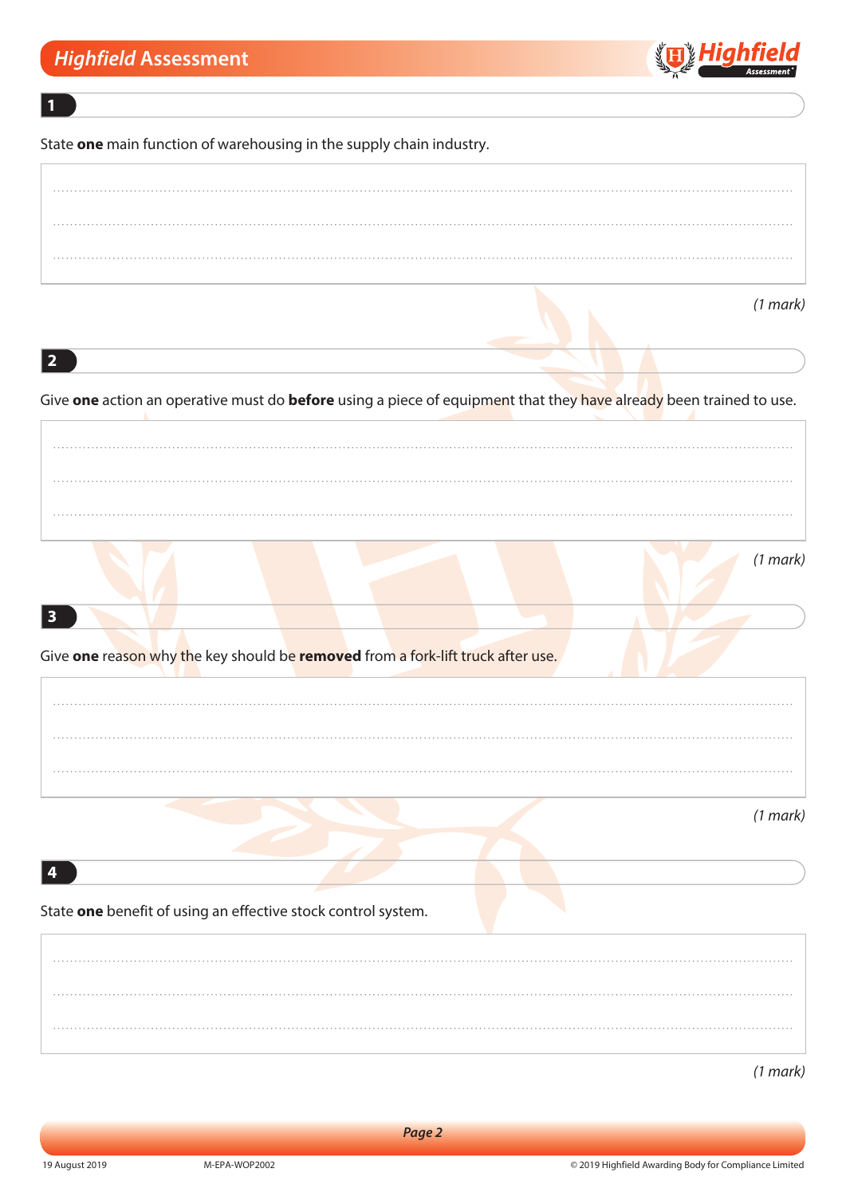**1**

State **one** main function of warehousing in the supply chain industry.

*(1 mark)*

**2**

Give **one** action an operative must do **before** using a piece of equipment that they have already been trained to use.

*(1 mark)*

**3**

Give **one** reason why the key should be **removed** from a fork-lift truck after use.

*(1 mark)*

**4**

State **one** benefit of using an effective stock control system.

*(1 mark)*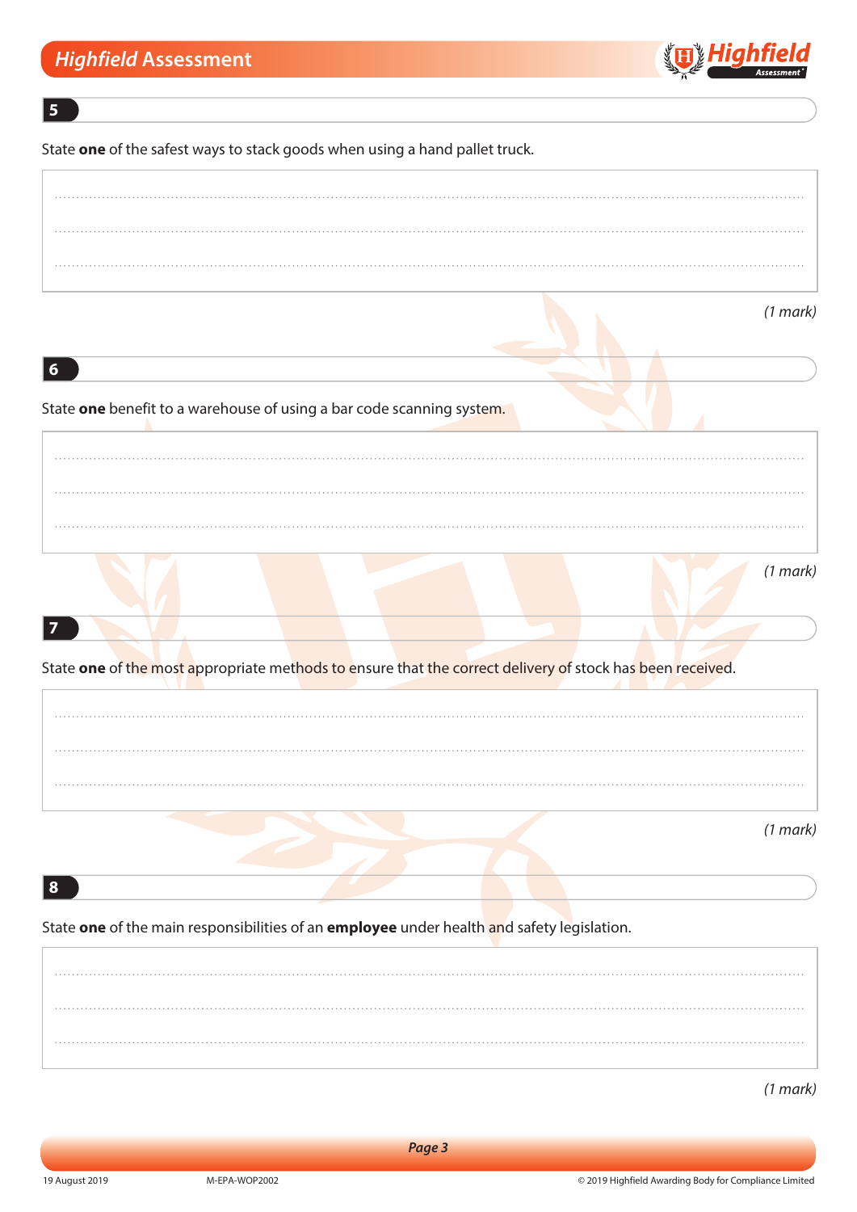## 5

State **one** of the safest ways to stack goods when using a hand pallet truck.

.......................................................................................................................................

.......................................................................................................................................

.......................................................................................................................................

*(1 mark)*

## 6

State **one** benefit to a warehouse of using a bar code scanning system.

.......................................................................................................................................

.......................................................................................................................................

.......................................................................................................................................

*(1 mark)*

## 7

State **one** of the most appropriate methods to ensure that the correct delivery of stock has been received.

.......................................................................................................................................

.......................................................................................................................................

.......................................................................................................................................

*(1 mark)*

## 8

State **one** of the main responsibilities of an **employee** under health and safety legislation.

.......................................................................................................................................

.......................................................................................................................................

.......................................................................................................................................

*(1 mark)*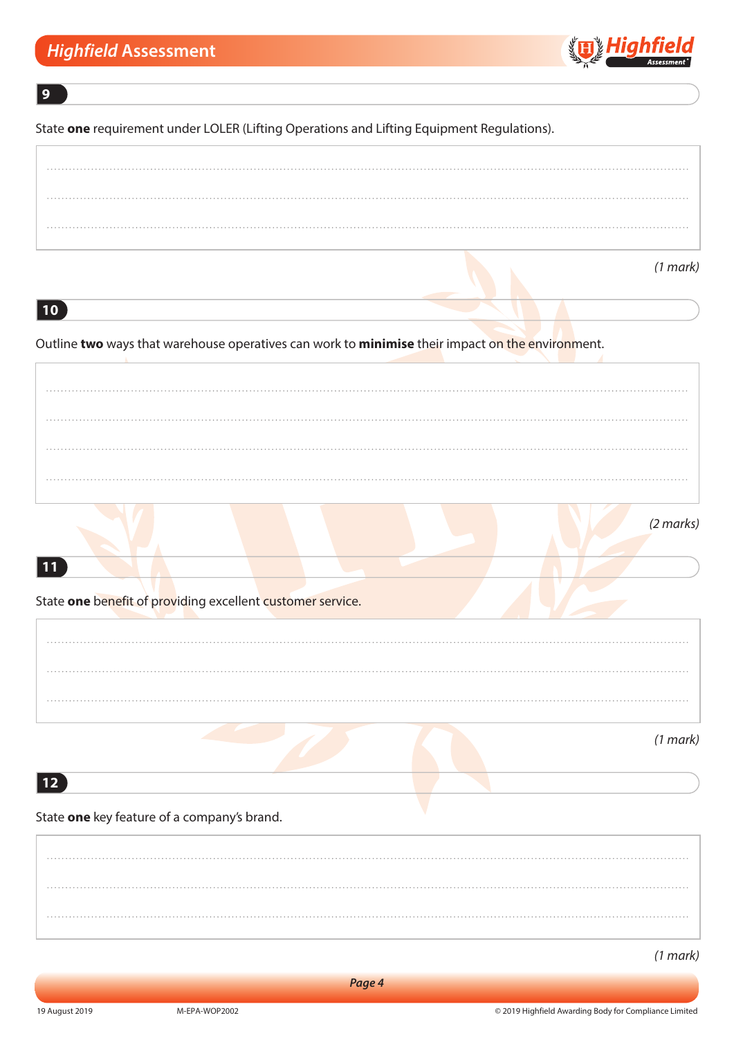## 9

State **one** requirement under LOLER (Lifting Operations and Lifting Equipment Regulations).

*(1 mark)*

## 10

Outline **two** ways that warehouse operatives can work to **minimise** their impact on the environment.

*(2 marks)*

## 11

State **one** benefit of providing excellent customer service.

*(1 mark)*

## 12

State **one** key feature of a company's brand.

*(1 mark)*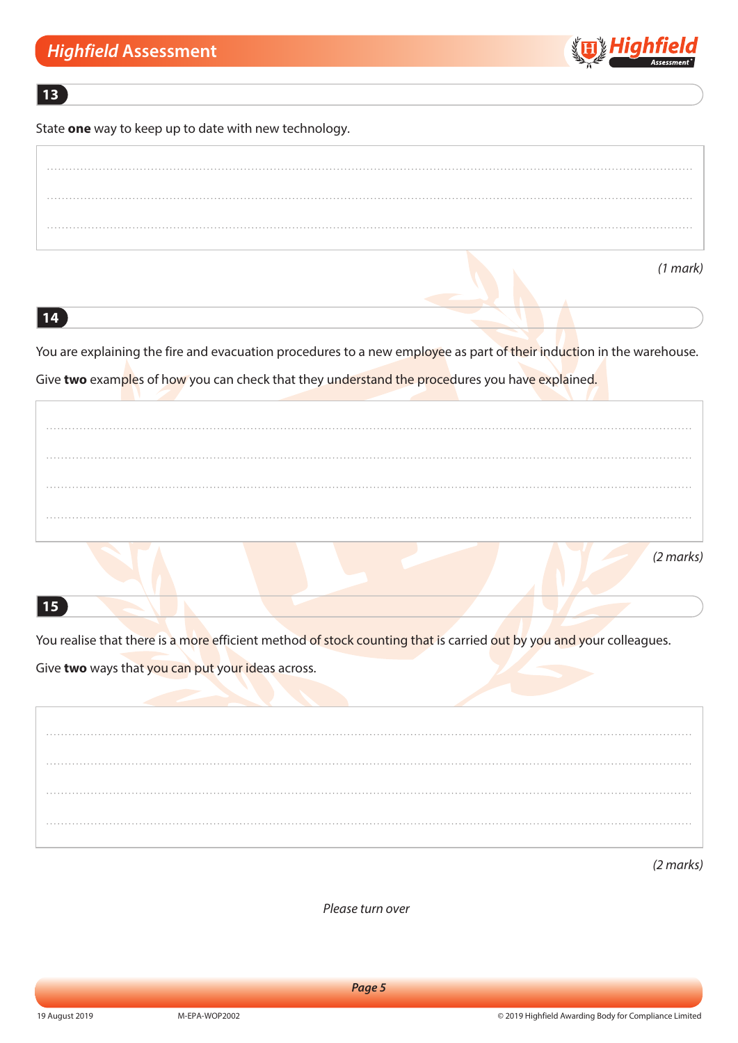## 13

State **one** way to keep up to date with new technology.

*(1 mark)*

## 14

You are explaining the fire and evacuation procedures to a new employee as part of their induction in the warehouse.

Give **two** examples of how you can check that they understand the procedures you have explained.

*(2 marks)*

## 15

You realise that there is a more efficient method of stock counting that is carried out by you and your colleagues.

Give **two** ways that you can put your ideas across.

*(2 marks)*

*Please turn over*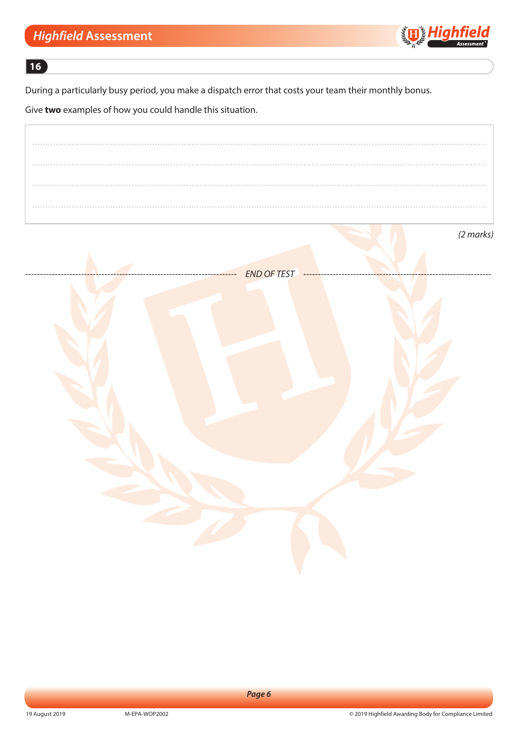**16**

During a particularly busy period, you make a dispatch error that costs your team their monthly bonus.

Give **two** examples of how you could handle this situation.

..........................................................................................................................................................

..........................................................................................................................................................

..........................................................................................................................................................

..........................................................................................................................................................

*(2 marks)*

------------------------------------------------------------ *END OF TEST* ------------------------------------------------------------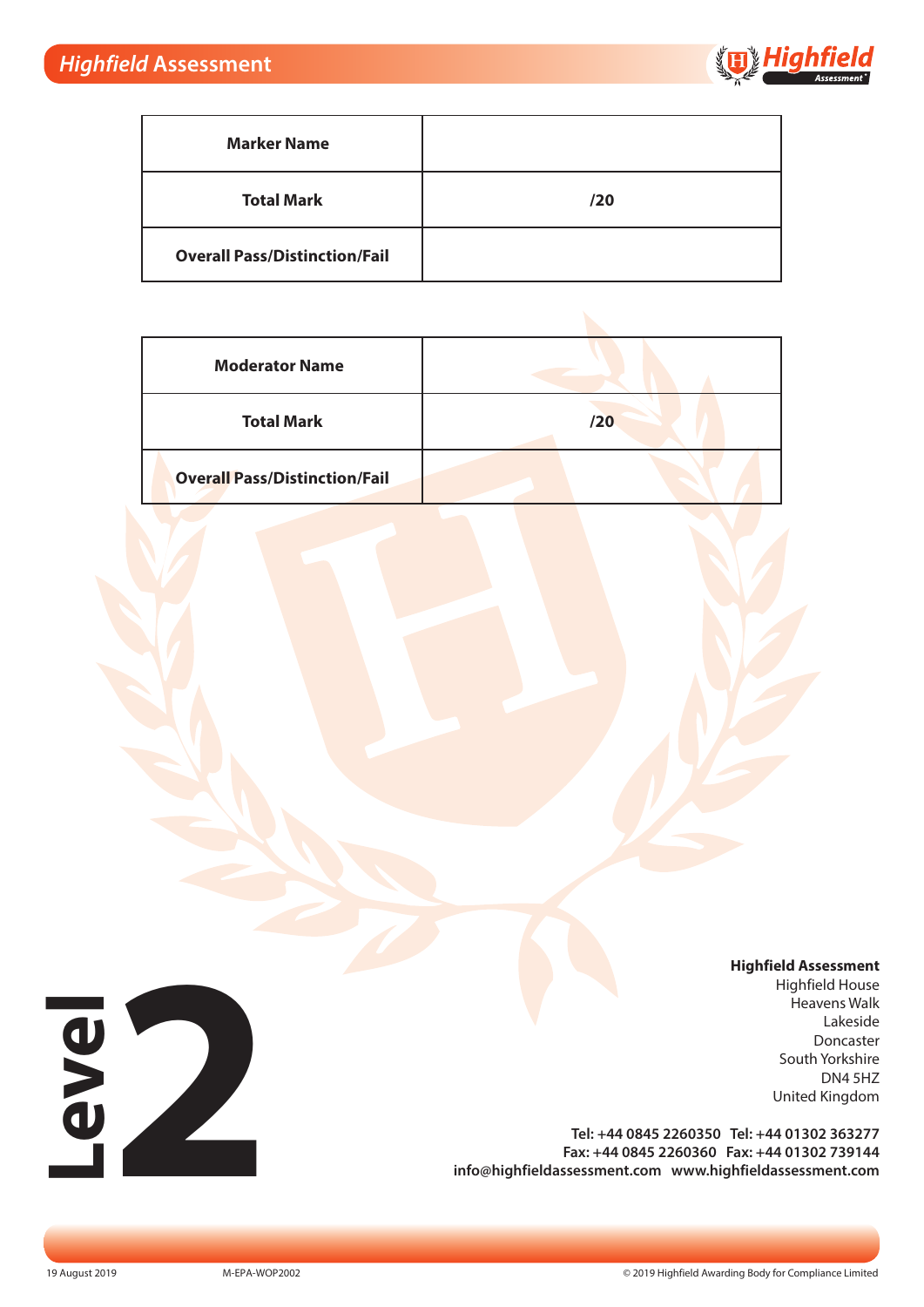| | |
|---|---|
| **Marker Name** | |
| **Total Mark** | **/20** |
| **Overall Pass/Distinction/Fail** | |

| | |
|---|---|
| **Moderator Name** | |
| **Total Mark** | **/20** |
| **Overall Pass/Distinction/Fail** | |

**Level 2**

**Highfield Assessment**
Highfield House
Heavens Walk
Lakeside
Doncaster
South Yorkshire
DN4 5HZ
United Kingdom

**Tel: +44 0845 2260350 Tel: +44 01302 363277**
**Fax: +44 0845 2260360 Fax: +44 01302 739144**
**info@highfieldassessment.com www.highfieldassessment.com**

19 August 2019 M-EPA-WOP2002 © 2019 Highfield Awarding Body for Compliance Limited